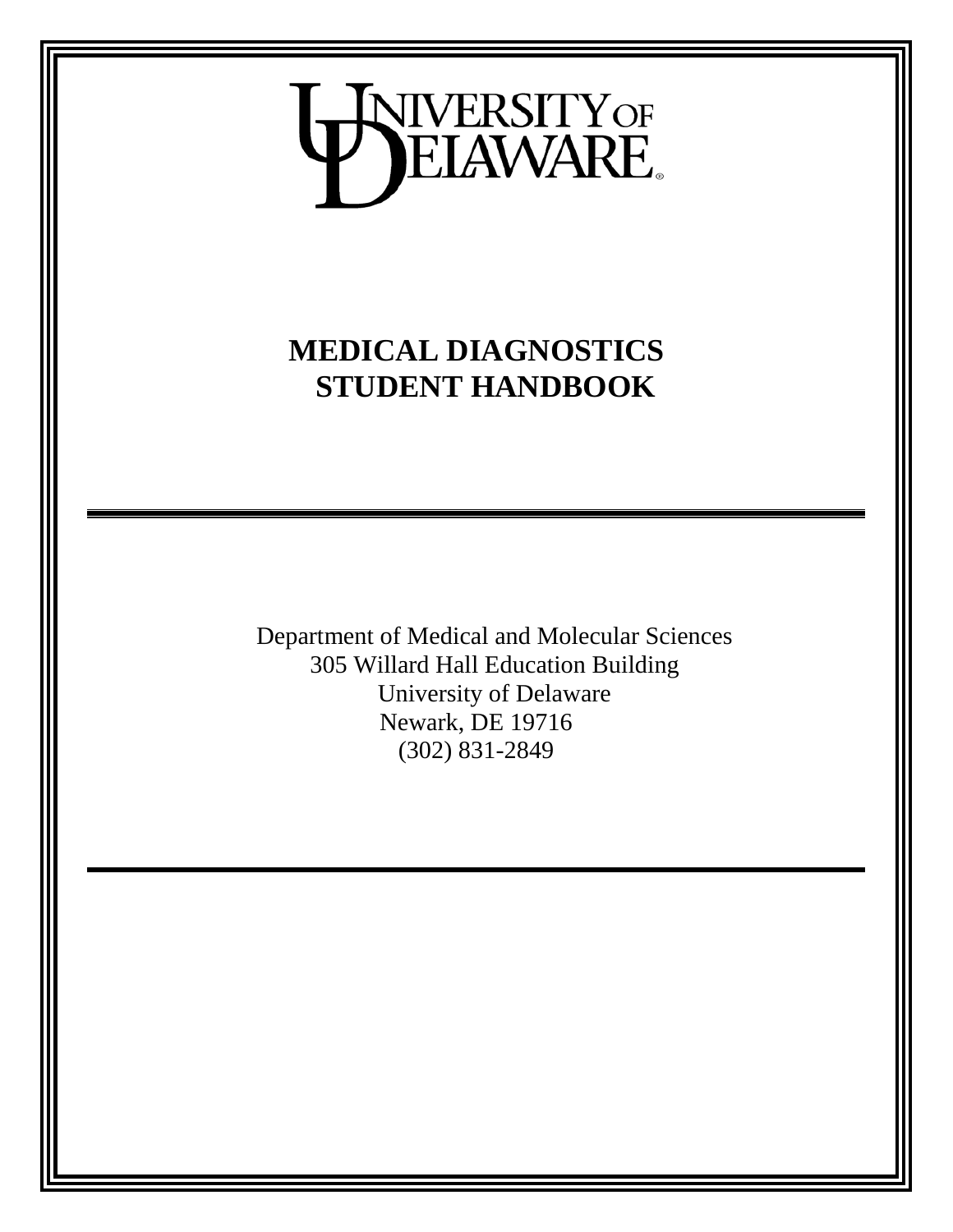UNIVERSITY OF DELAWARE

# MEDICAL DIAGNOSTICS STUDENT HANDBOOK

---

Department of Medical and Molecular Sciences
305 Willard Hall Education Building
University of Delaware
Newark, DE 19716
(302) 831-2849

---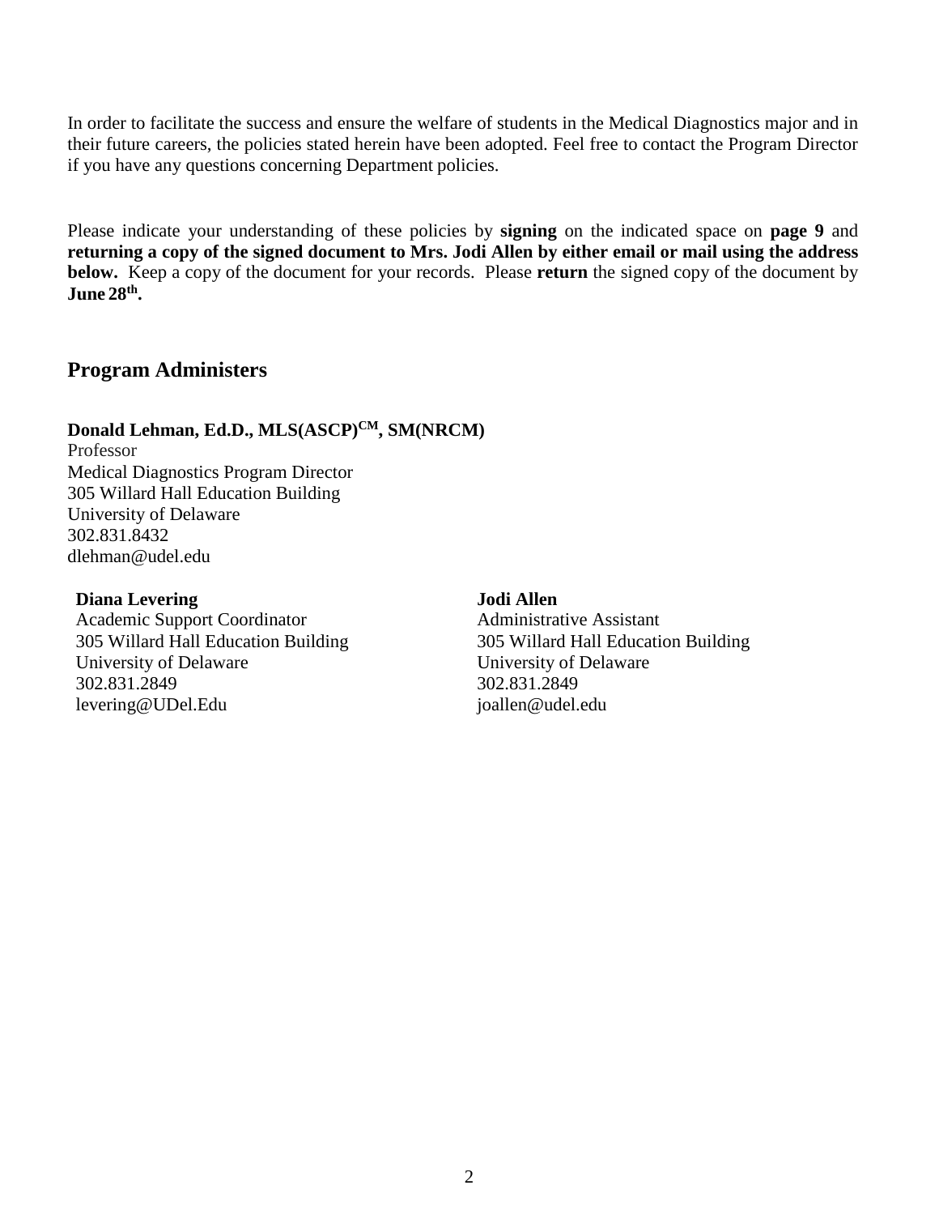In order to facilitate the success and ensure the welfare of students in the Medical Diagnostics major and in their future careers, the policies stated herein have been adopted. Feel free to contact the Program Director if you have any questions concerning Department policies.

Please indicate your understanding of these policies by **signing** on the indicated space on **page 9** and **returning a copy of the signed document to Mrs. Jodi Allen by either email or mail using the address below.** Keep a copy of the document for your records. Please **return** the signed copy of the document by **June 28$^{th}$.**

## Program Administers

**Donald Lehman, Ed.D., MLS(ASCP)$^{CM}$, SM(NRCM)**
Professor
Medical Diagnostics Program Director
305 Willard Hall Education Building
University of Delaware
302.831.8432
dlehman@udel.edu

**Diana Levering**
Academic Support Coordinator
305 Willard Hall Education Building
University of Delaware
302.831.2849
levering@UDel.Edu

**Jodi Allen**
Administrative Assistant
305 Willard Hall Education Building
University of Delaware
302.831.2849
joallen@udel.edu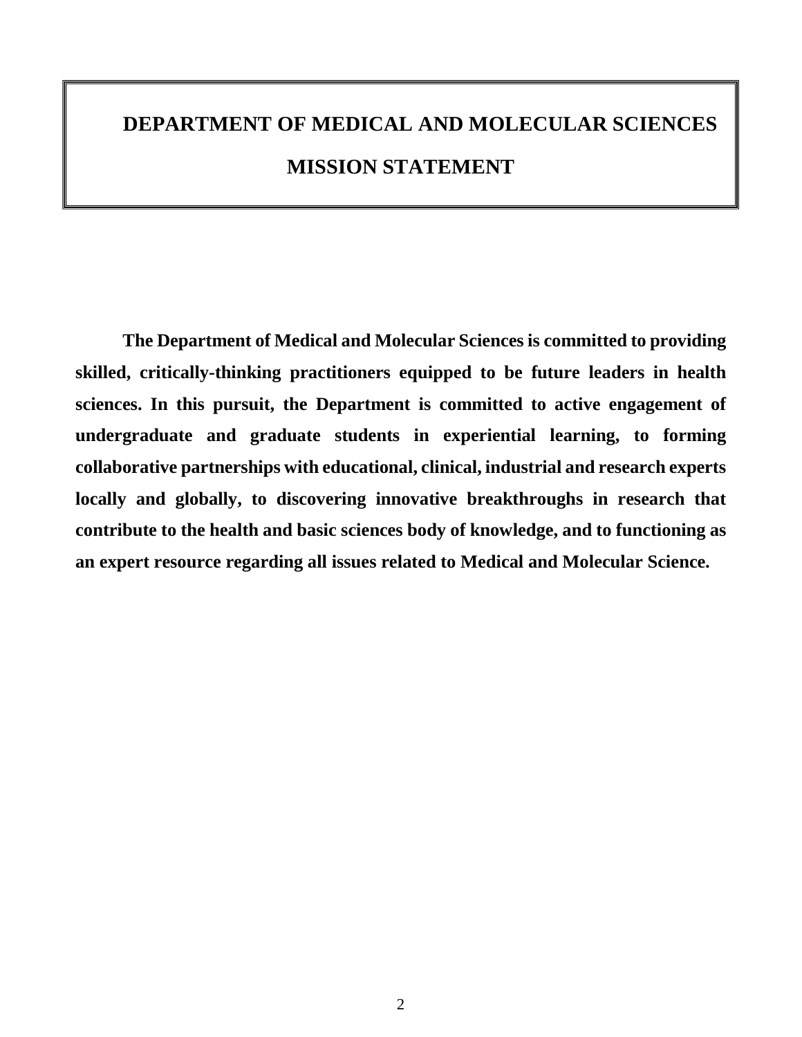# DEPARTMENT OF MEDICAL AND MOLECULAR SCIENCES

## MISSION STATEMENT

**The Department of Medical and Molecular Sciences is committed to providing skilled, critically-thinking practitioners equipped to be future leaders in health sciences. In this pursuit, the Department is committed to active engagement of undergraduate and graduate students in experiential learning, to forming collaborative partnerships with educational, clinical, industrial and research experts locally and globally, to discovering innovative breakthroughs in research that contribute to the health and basic sciences body of knowledge, and to functioning as an expert resource regarding all issues related to Medical and Molecular Science.**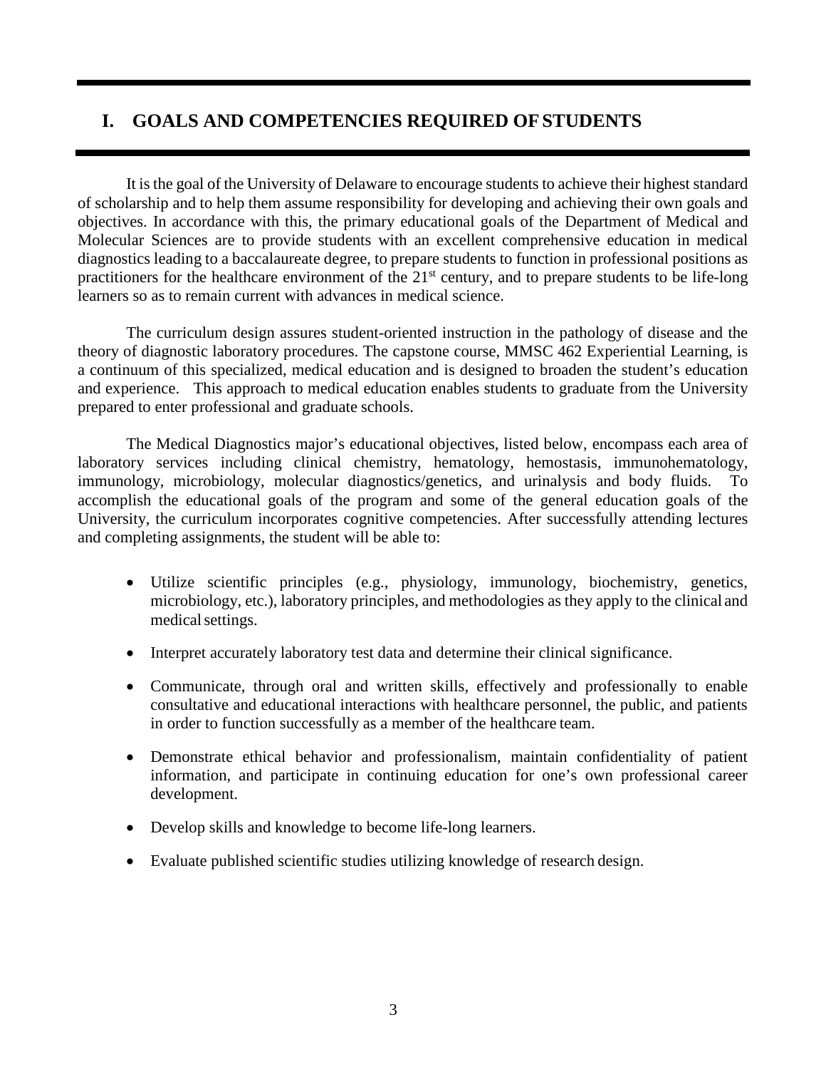# I. GOALS AND COMPETENCIES REQUIRED OF STUDENTS

It is the goal of the University of Delaware to encourage students to achieve their highest standard of scholarship and to help them assume responsibility for developing and achieving their own goals and objectives. In accordance with this, the primary educational goals of the Department of Medical and Molecular Sciences are to provide students with an excellent comprehensive education in medical diagnostics leading to a baccalaureate degree, to prepare students to function in professional positions as practitioners for the healthcare environment of the 21st century, and to prepare students to be life-long learners so as to remain current with advances in medical science.

The curriculum design assures student-oriented instruction in the pathology of disease and the theory of diagnostic laboratory procedures. The capstone course, MMSC 462 Experiential Learning, is a continuum of this specialized, medical education and is designed to broaden the student's education and experience. This approach to medical education enables students to graduate from the University prepared to enter professional and graduate schools.

The Medical Diagnostics major's educational objectives, listed below, encompass each area of laboratory services including clinical chemistry, hematology, hemostasis, immunohematology, immunology, microbiology, molecular diagnostics/genetics, and urinalysis and body fluids. To accomplish the educational goals of the program and some of the general education goals of the University, the curriculum incorporates cognitive competencies. After successfully attending lectures and completing assignments, the student will be able to:

- Utilize scientific principles (e.g., physiology, immunology, biochemistry, genetics, microbiology, etc.), laboratory principles, and methodologies as they apply to the clinical and medical settings.
- Interpret accurately laboratory test data and determine their clinical significance.
- Communicate, through oral and written skills, effectively and professionally to enable consultative and educational interactions with healthcare personnel, the public, and patients in order to function successfully as a member of the healthcare team.
- Demonstrate ethical behavior and professionalism, maintain confidentiality of patient information, and participate in continuing education for one's own professional career development.
- Develop skills and knowledge to become life-long learners.
- Evaluate published scientific studies utilizing knowledge of research design.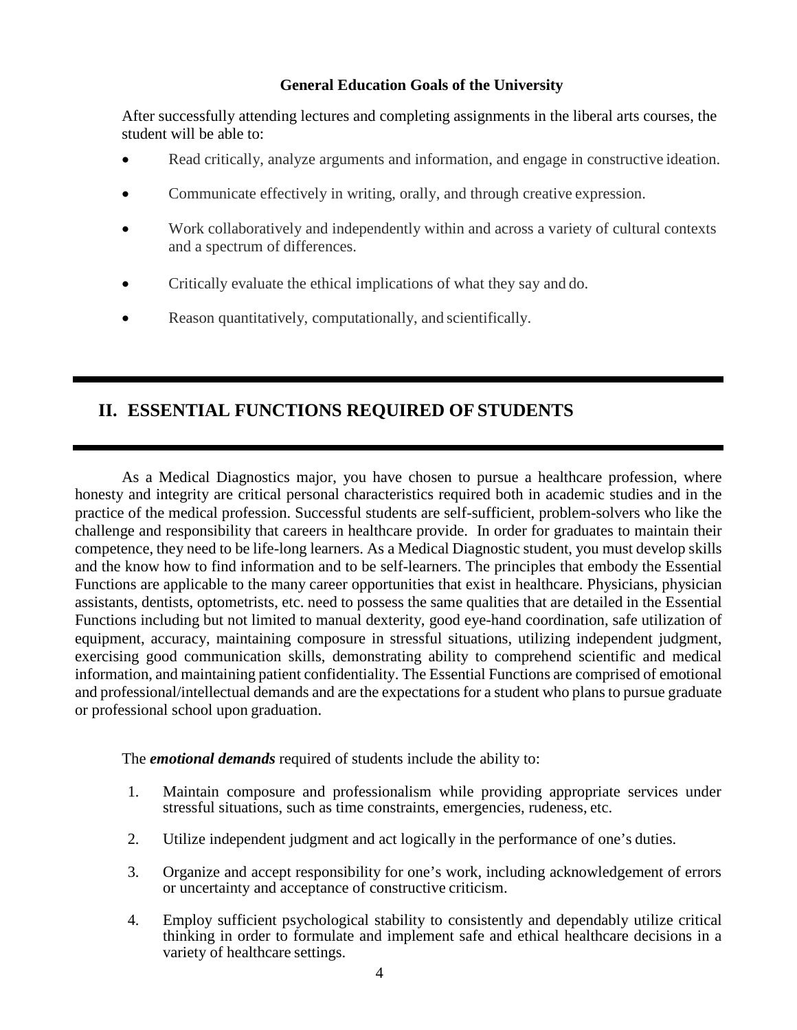**General Education Goals of the University**

After successfully attending lectures and completing assignments in the liberal arts courses, the student will be able to:

- Read critically, analyze arguments and information, and engage in constructive ideation.
- Communicate effectively in writing, orally, and through creative expression.
- Work collaboratively and independently within and across a variety of cultural contexts and a spectrum of differences.
- Critically evaluate the ethical implications of what they say and do.
- Reason quantitatively, computationally, and scientifically.

## II. ESSENTIAL FUNCTIONS REQUIRED OF STUDENTS

As a Medical Diagnostics major, you have chosen to pursue a healthcare profession, where honesty and integrity are critical personal characteristics required both in academic studies and in the practice of the medical profession. Successful students are self-sufficient, problem-solvers who like the challenge and responsibility that careers in healthcare provide. In order for graduates to maintain their competence, they need to be life-long learners. As a Medical Diagnostic student, you must develop skills and the know how to find information and to be self-learners. The principles that embody the Essential Functions are applicable to the many career opportunities that exist in healthcare. Physicians, physician assistants, dentists, optometrists, etc. need to possess the same qualities that are detailed in the Essential Functions including but not limited to manual dexterity, good eye-hand coordination, safe utilization of equipment, accuracy, maintaining composure in stressful situations, utilizing independent judgment, exercising good communication skills, demonstrating ability to comprehend scientific and medical information, and maintaining patient confidentiality. The Essential Functions are comprised of emotional and professional/intellectual demands and are the expectations for a student who plans to pursue graduate or professional school upon graduation.

The ***emotional demands*** required of students include the ability to:

1. Maintain composure and professionalism while providing appropriate services under stressful situations, such as time constraints, emergencies, rudeness, etc.
2. Utilize independent judgment and act logically in the performance of one's duties.
3. Organize and accept responsibility for one's work, including acknowledgement of errors or uncertainty and acceptance of constructive criticism.
4. Employ sufficient psychological stability to consistently and dependably utilize critical thinking in order to formulate and implement safe and ethical healthcare decisions in a variety of healthcare settings.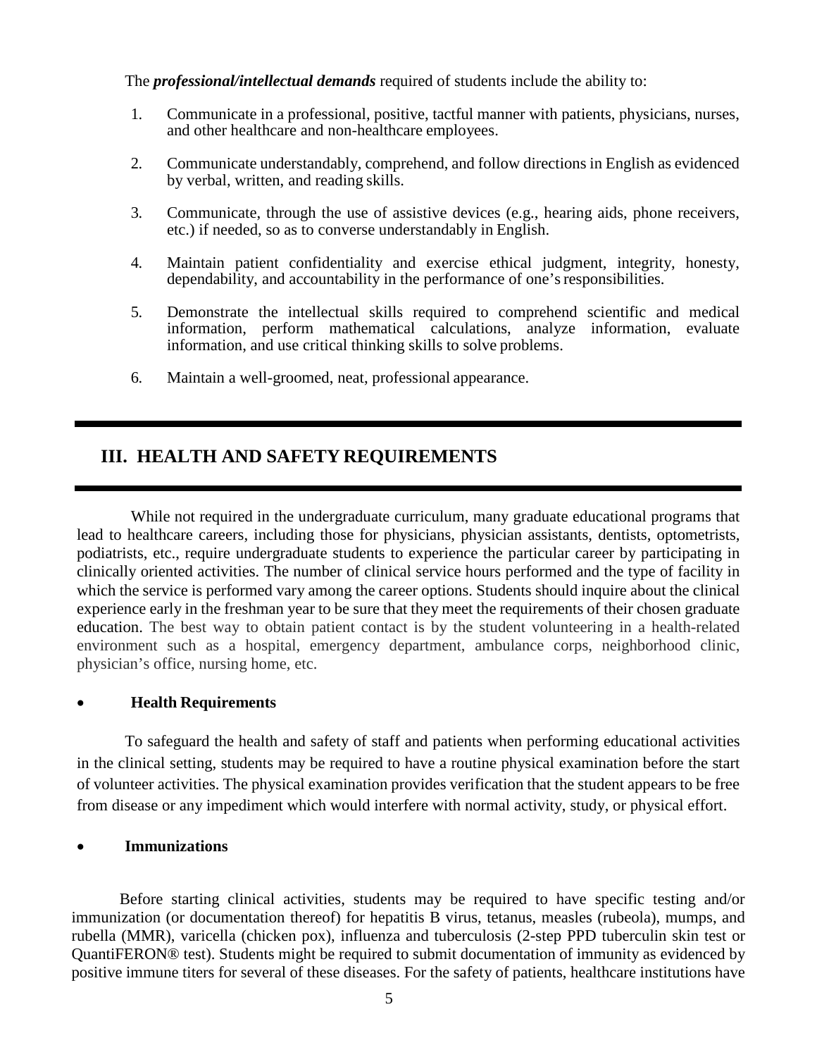The ***professional/intellectual demands*** required of students include the ability to:

1. Communicate in a professional, positive, tactful manner with patients, physicians, nurses, and other healthcare and non-healthcare employees.
2. Communicate understandably, comprehend, and follow directions in English as evidenced by verbal, written, and reading skills.
3. Communicate, through the use of assistive devices (e.g., hearing aids, phone receivers, etc.) if needed, so as to converse understandably in English.
4. Maintain patient confidentiality and exercise ethical judgment, integrity, honesty, dependability, and accountability in the performance of one's responsibilities.
5. Demonstrate the intellectual skills required to comprehend scientific and medical information, perform mathematical calculations, analyze information, evaluate information, and use critical thinking skills to solve problems.
6. Maintain a well-groomed, neat, professional appearance.

## III. HEALTH AND SAFETY REQUIREMENTS

While not required in the undergraduate curriculum, many graduate educational programs that lead to healthcare careers, including those for physicians, physician assistants, dentists, optometrists, podiatrists, etc., require undergraduate students to experience the particular career by participating in clinically oriented activities. The number of clinical service hours performed and the type of facility in which the service is performed vary among the career options. Students should inquire about the clinical experience early in the freshman year to be sure that they meet the requirements of their chosen graduate education. The best way to obtain patient contact is by the student volunteering in a health-related environment such as a hospital, emergency department, ambulance corps, neighborhood clinic, physician's office, nursing home, etc.

- **Health Requirements**

To safeguard the health and safety of staff and patients when performing educational activities in the clinical setting, students may be required to have a routine physical examination before the start of volunteer activities. The physical examination provides verification that the student appears to be free from disease or any impediment which would interfere with normal activity, study, or physical effort.

- **Immunizations**

Before starting clinical activities, students may be required to have specific testing and/or immunization (or documentation thereof) for hepatitis B virus, tetanus, measles (rubeola), mumps, and rubella (MMR), varicella (chicken pox), influenza and tuberculosis (2-step PPD tuberculin skin test or QuantiFERON® test). Students might be required to submit documentation of immunity as evidenced by positive immune titers for several of these diseases. For the safety of patients, healthcare institutions have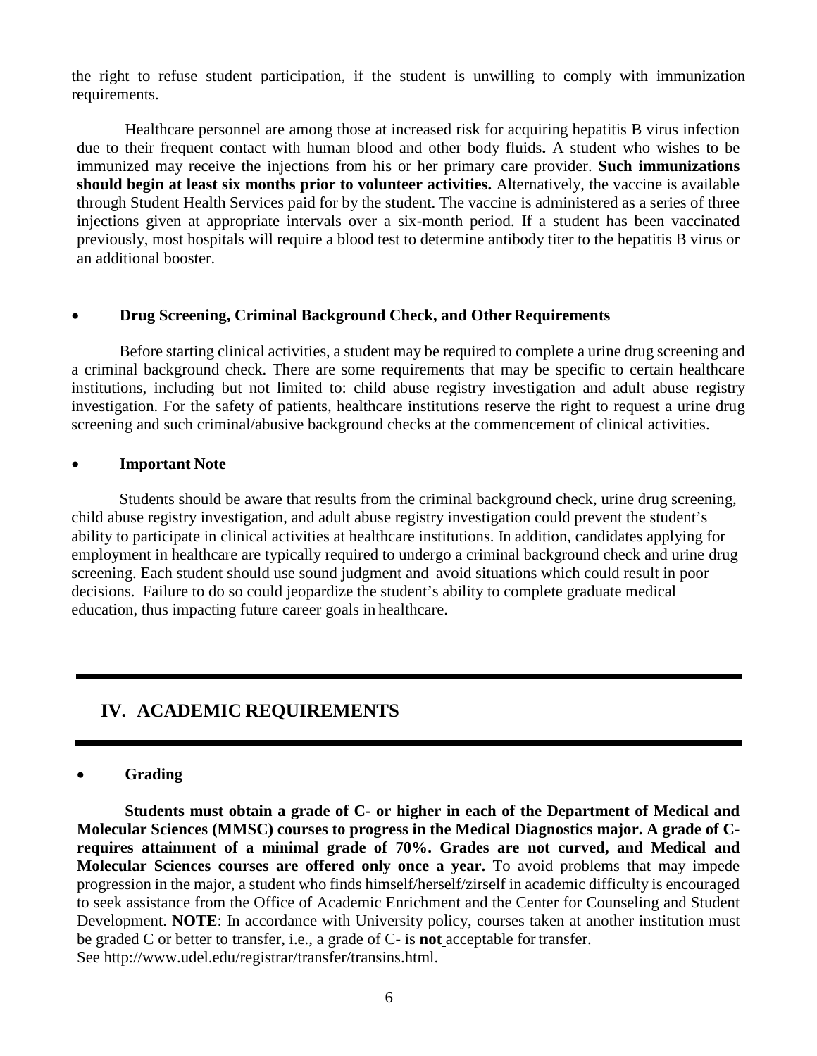the right to refuse student participation, if the student is unwilling to comply with immunization requirements.

Healthcare personnel are among those at increased risk for acquiring hepatitis B virus infection due to their frequent contact with human blood and other body fluids**.** A student who wishes to be immunized may receive the injections from his or her primary care provider. **Such immunizations should begin at least six months prior to volunteer activities.** Alternatively, the vaccine is available through Student Health Services paid for by the student. The vaccine is administered as a series of three injections given at appropriate intervals over a six-month period. If a student has been vaccinated previously, most hospitals will require a blood test to determine antibody titer to the hepatitis B virus or an additional booster.

- **Drug Screening, Criminal Background Check, and Other Requirements**

Before starting clinical activities, a student may be required to complete a urine drug screening and a criminal background check. There are some requirements that may be specific to certain healthcare institutions, including but not limited to: child abuse registry investigation and adult abuse registry investigation. For the safety of patients, healthcare institutions reserve the right to request a urine drug screening and such criminal/abusive background checks at the commencement of clinical activities.

- **Important Note**

Students should be aware that results from the criminal background check, urine drug screening, child abuse registry investigation, and adult abuse registry investigation could prevent the student's ability to participate in clinical activities at healthcare institutions. In addition, candidates applying for employment in healthcare are typically required to undergo a criminal background check and urine drug screening. Each student should use sound judgment and avoid situations which could result in poor decisions. Failure to do so could jeopardize the student's ability to complete graduate medical education, thus impacting future career goals in healthcare.

## IV. ACADEMIC REQUIREMENTS

- **Grading**

**Students must obtain a grade of C- or higher in each of the Department of Medical and Molecular Sciences (MMSC) courses to progress in the Medical Diagnostics major. A grade of C- requires attainment of a minimal grade of 70%. Grades are not curved, and Medical and Molecular Sciences courses are offered only once a year.** To avoid problems that may impede progression in the major, a student who finds himself/herself/zirself in academic difficulty is encouraged to seek assistance from the Office of Academic Enrichment and the Center for Counseling and Student Development. **NOTE**: In accordance with University policy, courses taken at another institution must be graded C or better to transfer, i.e., a grade of C- is **not** acceptable for transfer. See http://www.udel.edu/registrar/transfer/transins.html.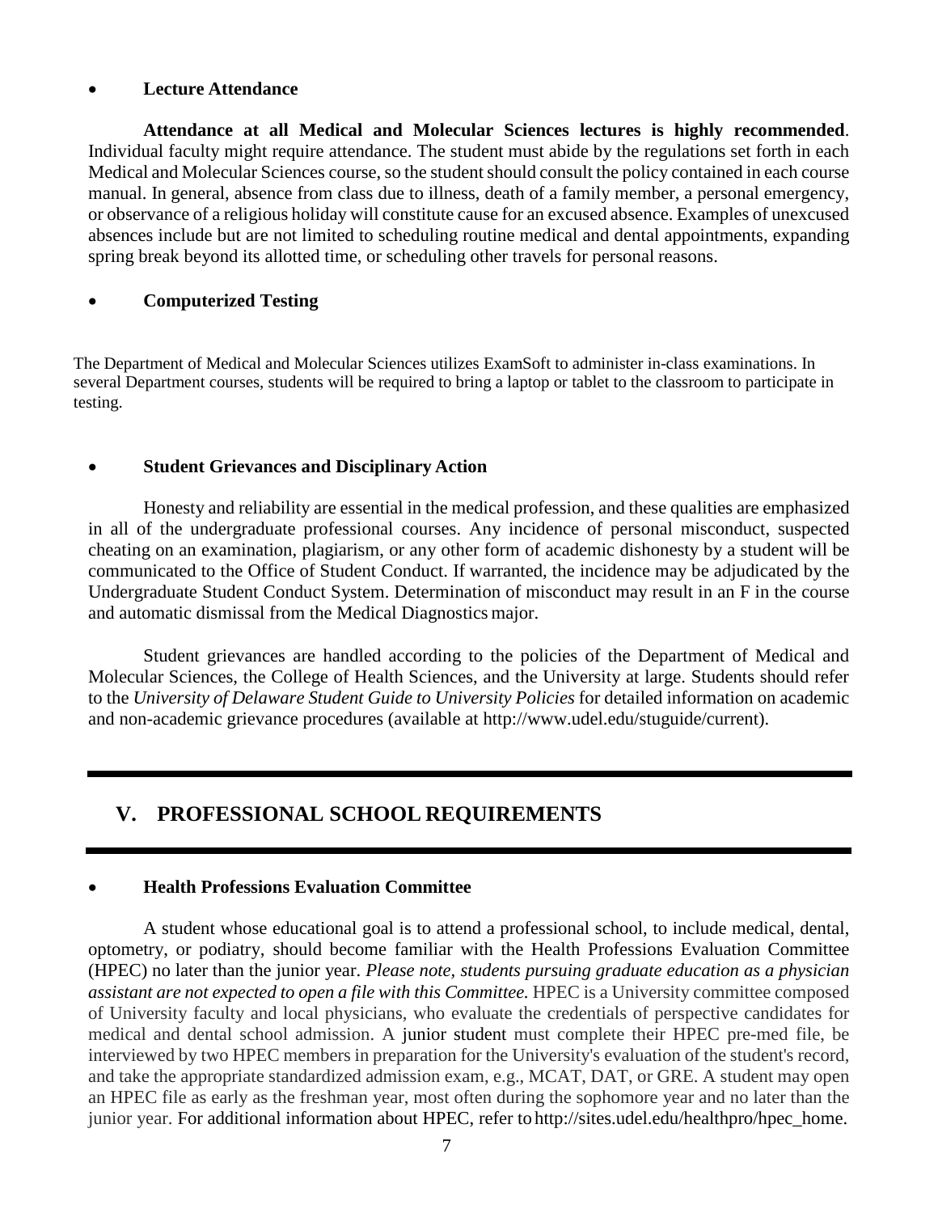- **Lecture Attendance**

**Attendance at all Medical and Molecular Sciences lectures is highly recommended**. Individual faculty might require attendance. The student must abide by the regulations set forth in each Medical and Molecular Sciences course, so the student should consult the policy contained in each course manual. In general, absence from class due to illness, death of a family member, a personal emergency, or observance of a religious holiday will constitute cause for an excused absence. Examples of unexcused absences include but are not limited to scheduling routine medical and dental appointments, expanding spring break beyond its allotted time, or scheduling other travels for personal reasons.

- **Computerized Testing**

The Department of Medical and Molecular Sciences utilizes ExamSoft to administer in-class examinations. In several Department courses, students will be required to bring a laptop or tablet to the classroom to participate in testing.

- **Student Grievances and Disciplinary Action**

Honesty and reliability are essential in the medical profession, and these qualities are emphasized in all of the undergraduate professional courses. Any incidence of personal misconduct, suspected cheating on an examination, plagiarism, or any other form of academic dishonesty by a student will be communicated to the Office of Student Conduct. If warranted, the incidence may be adjudicated by the Undergraduate Student Conduct System. Determination of misconduct may result in an F in the course and automatic dismissal from the Medical Diagnostics major.

Student grievances are handled according to the policies of the Department of Medical and Molecular Sciences, the College of Health Sciences, and the University at large. Students should refer to the *University of Delaware Student Guide to University Policies* for detailed information on academic and non-academic grievance procedures (available at http://www.udel.edu/stuguide/current).

## V. PROFESSIONAL SCHOOL REQUIREMENTS

- **Health Professions Evaluation Committee**

A student whose educational goal is to attend a professional school, to include medical, dental, optometry, or podiatry, should become familiar with the Health Professions Evaluation Committee (HPEC) no later than the junior year. *Please note, students pursuing graduate education as a physician assistant are not expected to open a file with this Committee.* HPEC is a University committee composed of University faculty and local physicians, who evaluate the credentials of perspective candidates for medical and dental school admission. A junior student must complete their HPEC pre-med file, be interviewed by two HPEC members in preparation for the University's evaluation of the student's record, and take the appropriate standardized admission exam, e.g., MCAT, DAT, or GRE. A student may open an HPEC file as early as the freshman year, most often during the sophomore year and no later than the junior year. For additional information about HPEC, refer to http://sites.udel.edu/healthpro/hpec_home.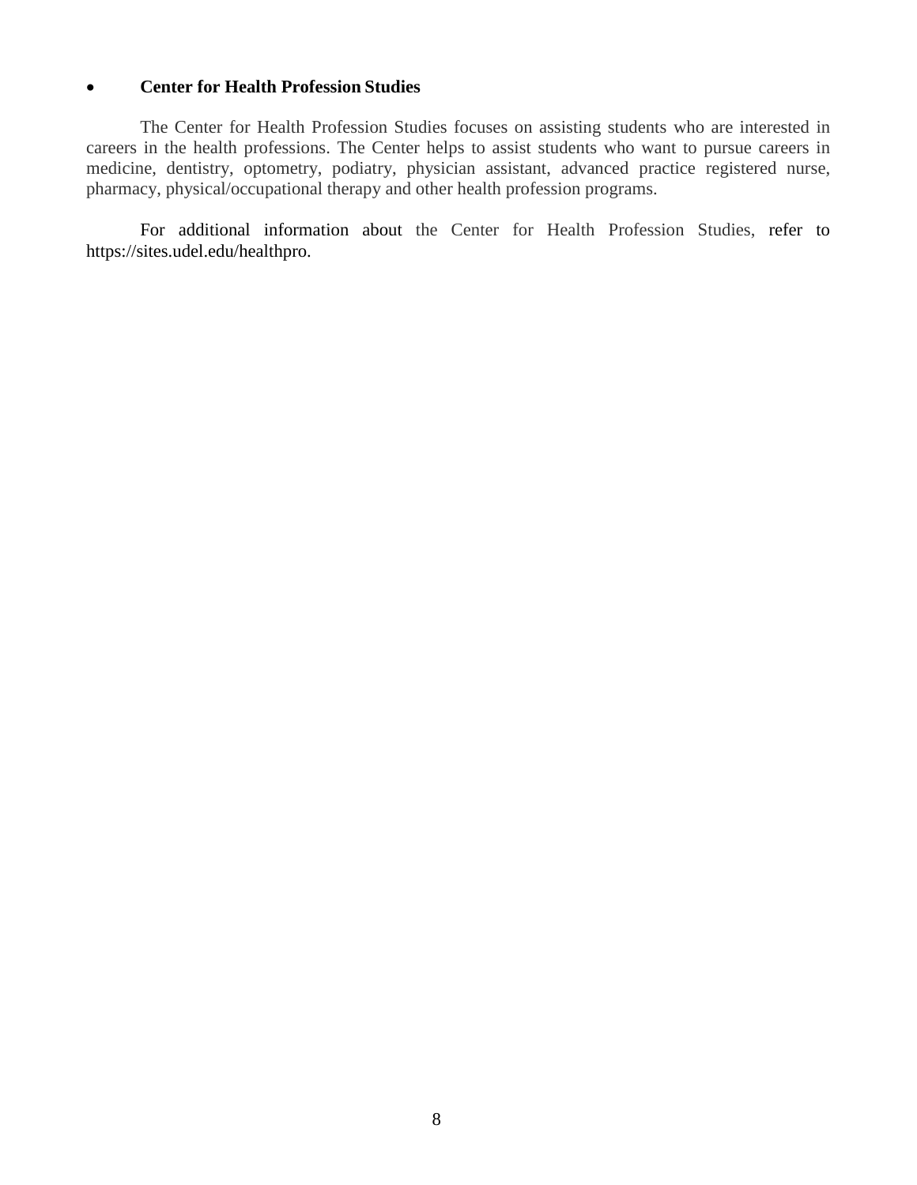- **Center for Health Profession Studies**

The Center for Health Profession Studies focuses on assisting students who are interested in careers in the health professions. The Center helps to assist students who want to pursue careers in medicine, dentistry, optometry, podiatry, physician assistant, advanced practice registered nurse, pharmacy, physical/occupational therapy and other health profession programs.

For additional information about the Center for Health Profession Studies, refer to https://sites.udel.edu/healthpro.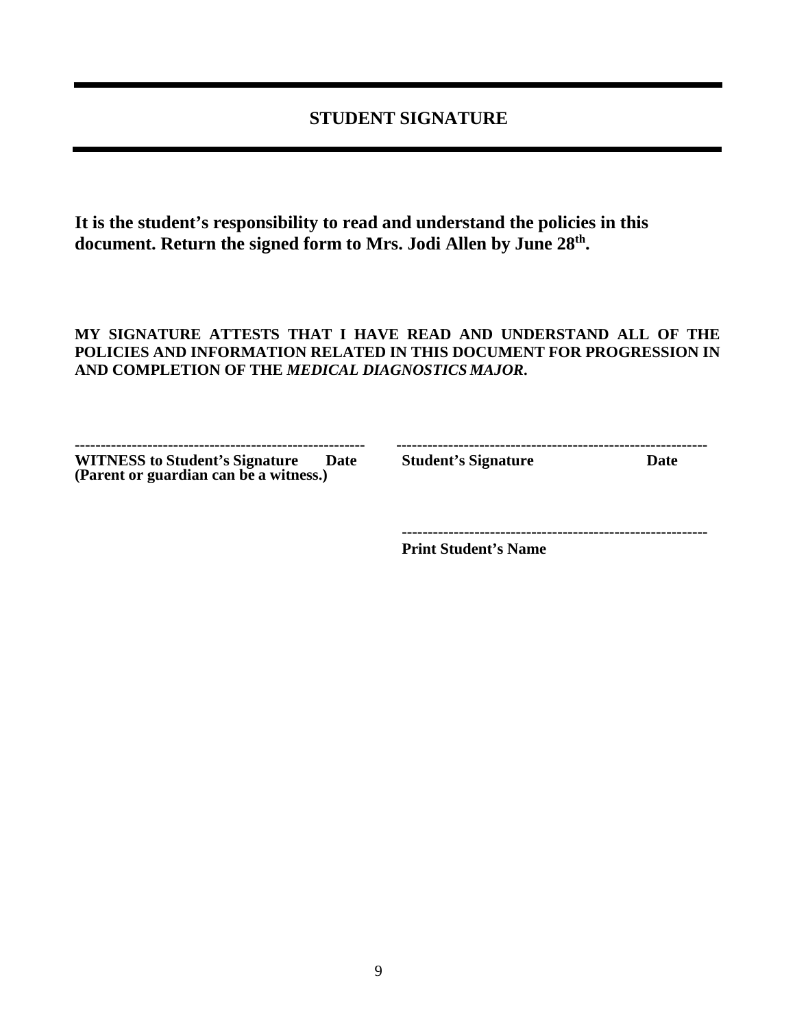## STUDENT SIGNATURE

**It is the student's responsibility to read and understand the policies in this document. Return the signed form to Mrs. Jodi Allen by June 28th.**

**MY SIGNATURE ATTESTS THAT I HAVE READ AND UNDERSTAND ALL OF THE POLICIES AND INFORMATION RELATED IN THIS DOCUMENT FOR PROGRESSION IN AND COMPLETION OF THE *MEDICAL DIAGNOSTICS MAJOR*.**

--------------------------------------------------------
**WITNESS to Student's Signature Date**
**(Parent or guardian can be a witness.)**

--------------------------------------------------------
**Student's Signature Date**

--------------------------------------------------------
**Print Student's Name**